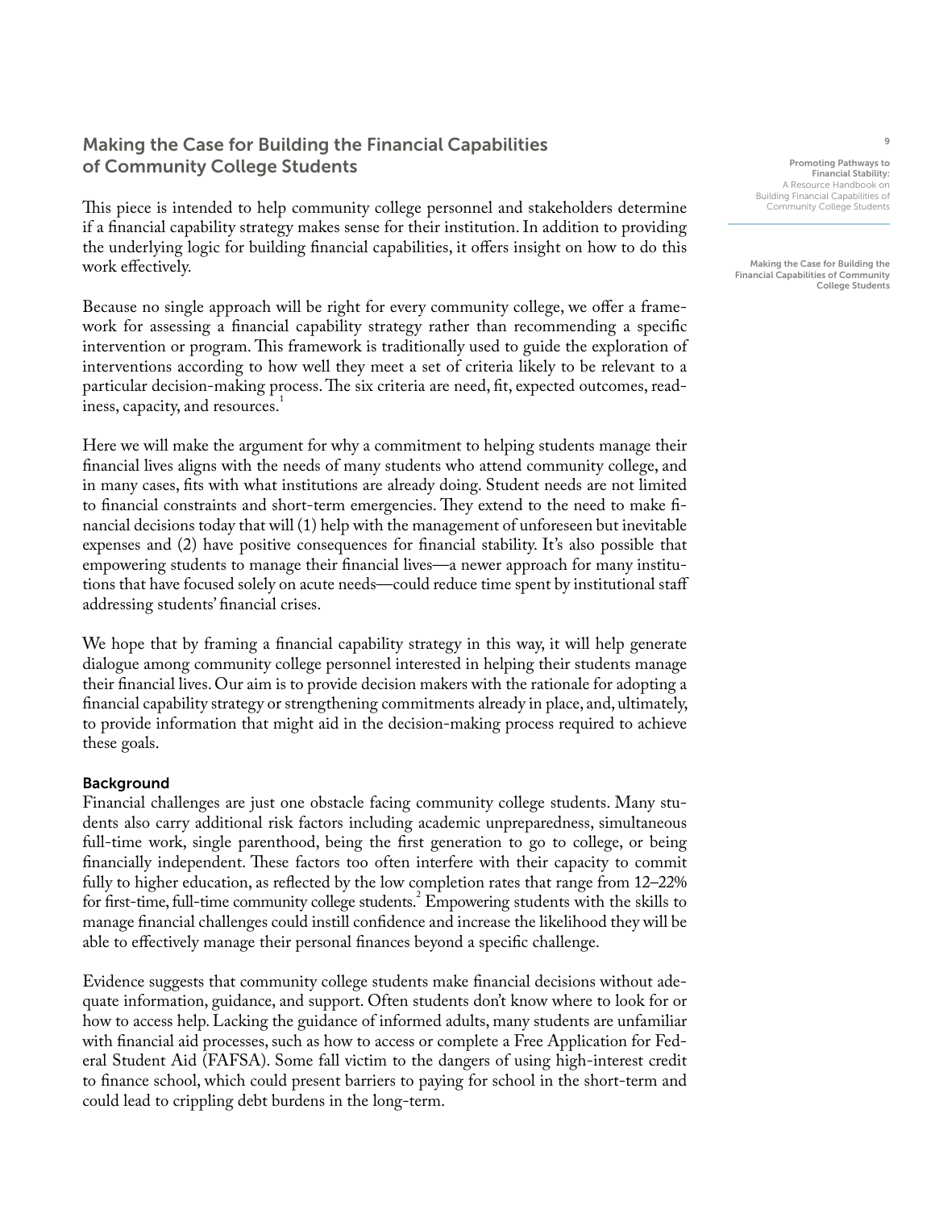## Making the Case for Building the Financial Capabilities of Community College Students

This piece is intended to help community college personnel and stakeholders determine if a financial capability strategy makes sense for their institution. In addition to providing the underlying logic for building financial capabilities, it offers insight on how to do this work effectively.

Because no single approach will be right for every community college, we offer a framework for assessing a financial capability strategy rather than recommending a specific intervention or program. This framework is traditionally used to guide the exploration of interventions according to how well they meet a set of criteria likely to be relevant to a particular decision-making process. The six criteria are need, fit, expected outcomes, readiness, capacity, and resources.[1]

Here we will make the argument for why a commitment to helping students manage their financial lives aligns with the needs of many students who attend community college, and in many cases, fits with what institutions are already doing. Student needs are not limited to financial constraints and short-term emergencies. They extend to the need to make financial decisions today that will (1) help with the management of unforeseen but inevitable expenses and (2) have positive consequences for financial stability. It's also possible that empowering students to manage their financial lives—a newer approach for many institutions that have focused solely on acute needs—could reduce time spent by institutional staff addressing students' financial crises.

We hope that by framing a financial capability strategy in this way, it will help generate dialogue among community college personnel interested in helping their students manage their financial lives. Our aim is to provide decision makers with the rationale for adopting a financial capability strategy or strengthening commitments already in place, and, ultimately, to provide information that might aid in the decision-making process required to achieve these goals.

### Background

Financial challenges are just one obstacle facing community college students. Many students also carry additional risk factors including academic unpreparedness, simultaneous full-time work, single parenthood, being the first generation to go to college, or being financially independent. These factors too often interfere with their capacity to commit fully to higher education, as reflected by the low completion rates that range from 12–22% for first-time, full-time community college students.[2] Empowering students with the skills to manage financial challenges could instill confidence and increase the likelihood they will be able to effectively manage their personal finances beyond a specific challenge.

Evidence suggests that community college students make financial decisions without adequate information, guidance, and support. Often students don't know where to look for or how to access help. Lacking the guidance of informed adults, many students are unfamiliar with financial aid processes, such as how to access or complete a Free Application for Federal Student Aid (FAFSA). Some fall victim to the dangers of using high-interest credit to finance school, which could present barriers to paying for school in the short-term and could lead to crippling debt burdens in the long-term.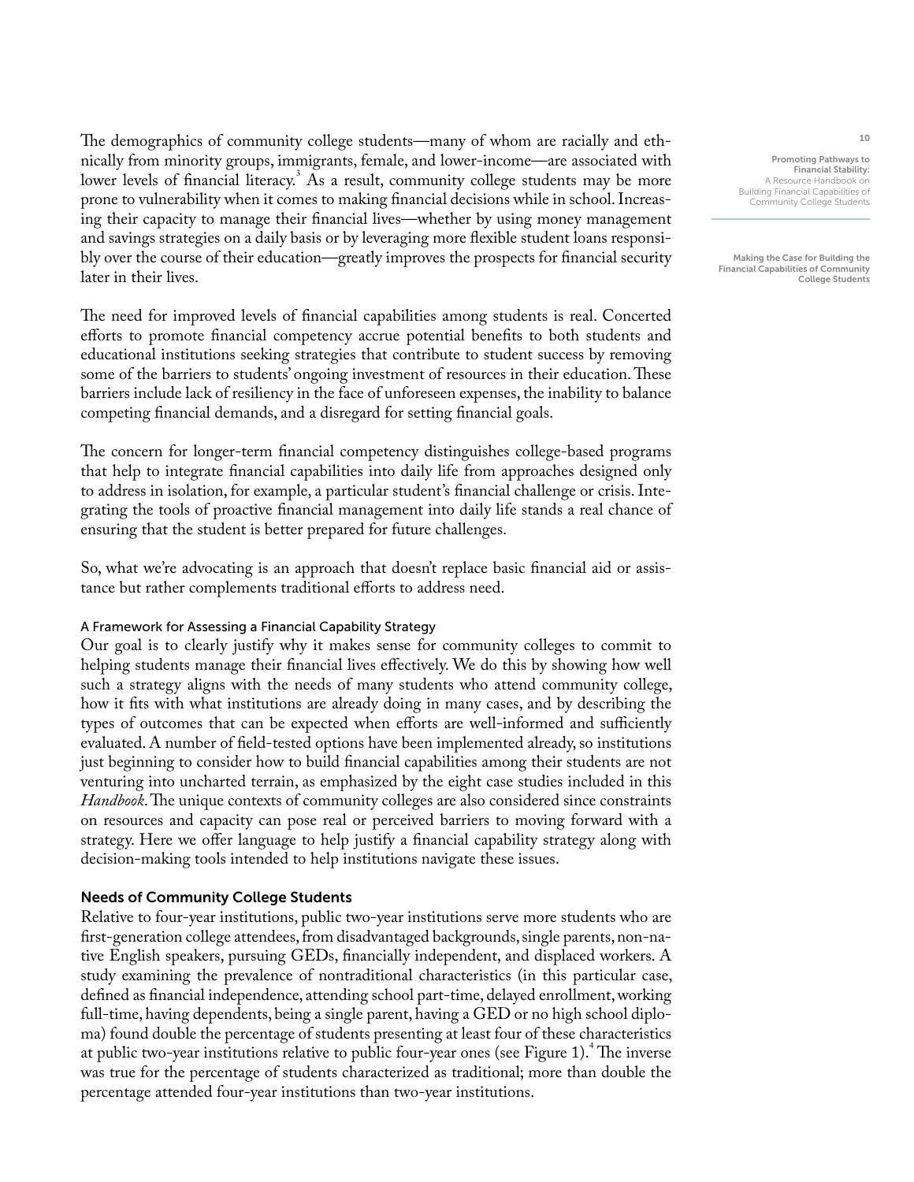The demographics of community college students—many of whom are racially and ethnically from minority groups, immigrants, female, and lower-income—are associated with lower levels of financial literacy.[3] As a result, community college students may be more prone to vulnerability when it comes to making financial decisions while in school. Increasing their capacity to manage their financial lives—whether by using money management and savings strategies on a daily basis or by leveraging more flexible student loans responsibly over the course of their education—greatly improves the prospects for financial security later in their lives.

The need for improved levels of financial capabilities among students is real. Concerted efforts to promote financial competency accrue potential benefits to both students and educational institutions seeking strategies that contribute to student success by removing some of the barriers to students' ongoing investment of resources in their education. These barriers include lack of resiliency in the face of unforeseen expenses, the inability to balance competing financial demands, and a disregard for setting financial goals.

The concern for longer-term financial competency distinguishes college-based programs that help to integrate financial capabilities into daily life from approaches designed only to address in isolation, for example, a particular student's financial challenge or crisis. Integrating the tools of proactive financial management into daily life stands a real chance of ensuring that the student is better prepared for future challenges.

So, what we're advocating is an approach that doesn't replace basic financial aid or assistance but rather complements traditional efforts to address need.

### A Framework for Assessing a Financial Capability Strategy

Our goal is to clearly justify why it makes sense for community colleges to commit to helping students manage their financial lives effectively. We do this by showing how well such a strategy aligns with the needs of many students who attend community college, how it fits with what institutions are already doing in many cases, and by describing the types of outcomes that can be expected when efforts are well-informed and sufficiently evaluated. A number of field-tested options have been implemented already, so institutions just beginning to consider how to build financial capabilities among their students are not venturing into uncharted terrain, as emphasized by the eight case studies included in this *Handbook*. The unique contexts of community colleges are also considered since constraints on resources and capacity can pose real or perceived barriers to moving forward with a strategy. Here we offer language to help justify a financial capability strategy along with decision-making tools intended to help institutions navigate these issues.

### Needs of Community College Students

Relative to four-year institutions, public two-year institutions serve more students who are first-generation college attendees, from disadvantaged backgrounds, single parents, non-native English speakers, pursuing GEDs, financially independent, and displaced workers. A study examining the prevalence of nontraditional characteristics (in this particular case, defined as financial independence, attending school part-time, delayed enrollment, working full-time, having dependents, being a single parent, having a GED or no high school diploma) found double the percentage of students presenting at least four of these characteristics at public two-year institutions relative to public four-year ones (see Figure 1).[4] The inverse was true for the percentage of students characterized as traditional; more than double the percentage attended four-year institutions than two-year institutions.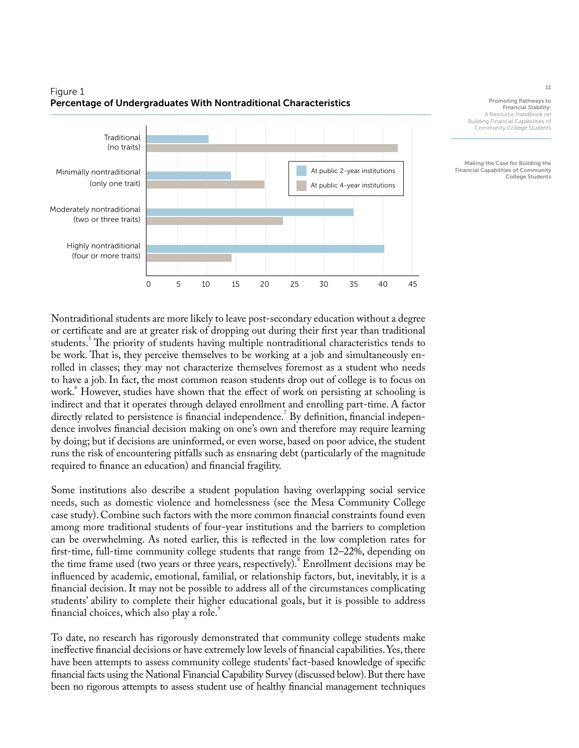Figure 1
**Percentage of Undergraduates With Nontraditional Characteristics**

Nontraditional students are more likely to leave post-secondary education without a degree or certificate and are at greater risk of dropping out during their first year than traditional students.[5] The priority of students having multiple nontraditional characteristics tends to be work. That is, they perceive themselves to be working at a job and simultaneously enrolled in classes; they may not characterize themselves foremost as a student who needs to have a job. In fact, the most common reason students drop out of college is to focus on work.[6] However, studies have shown that the effect of work on persisting at schooling is indirect and that it operates through delayed enrollment and enrolling part-time. A factor directly related to persistence is financial independence.[7] By definition, financial independence involves financial decision making on one's own and therefore may require learning by doing; but if decisions are uninformed, or even worse, based on poor advice, the student runs the risk of encountering pitfalls such as ensnaring debt (particularly of the magnitude required to finance an education) and financial fragility.

Some institutions also describe a student population having overlapping social service needs, such as domestic violence and homelessness (see the Mesa Community College case study). Combine such factors with the more common financial constraints found even among more traditional students of four-year institutions and the barriers to completion can be overwhelming. As noted earlier, this is reflected in the low completion rates for first-time, full-time community college students that range from 12–22%, depending on the time frame used (two years or three years, respectively).[8] Enrollment decisions may be influenced by academic, emotional, familial, or relationship factors, but, inevitably, it is a financial decision. It may not be possible to address all of the circumstances complicating students' ability to complete their higher educational goals, but it is possible to address financial choices, which also play a role.[9]

To date, no research has rigorously demonstrated that community college students make ineffective financial decisions or have extremely low levels of financial capabilities. Yes, there have been attempts to assess community college students' fact-based knowledge of specific financial facts using the National Financial Capability Survey (discussed below). But there have been no rigorous attempts to assess student use of healthy financial management techniques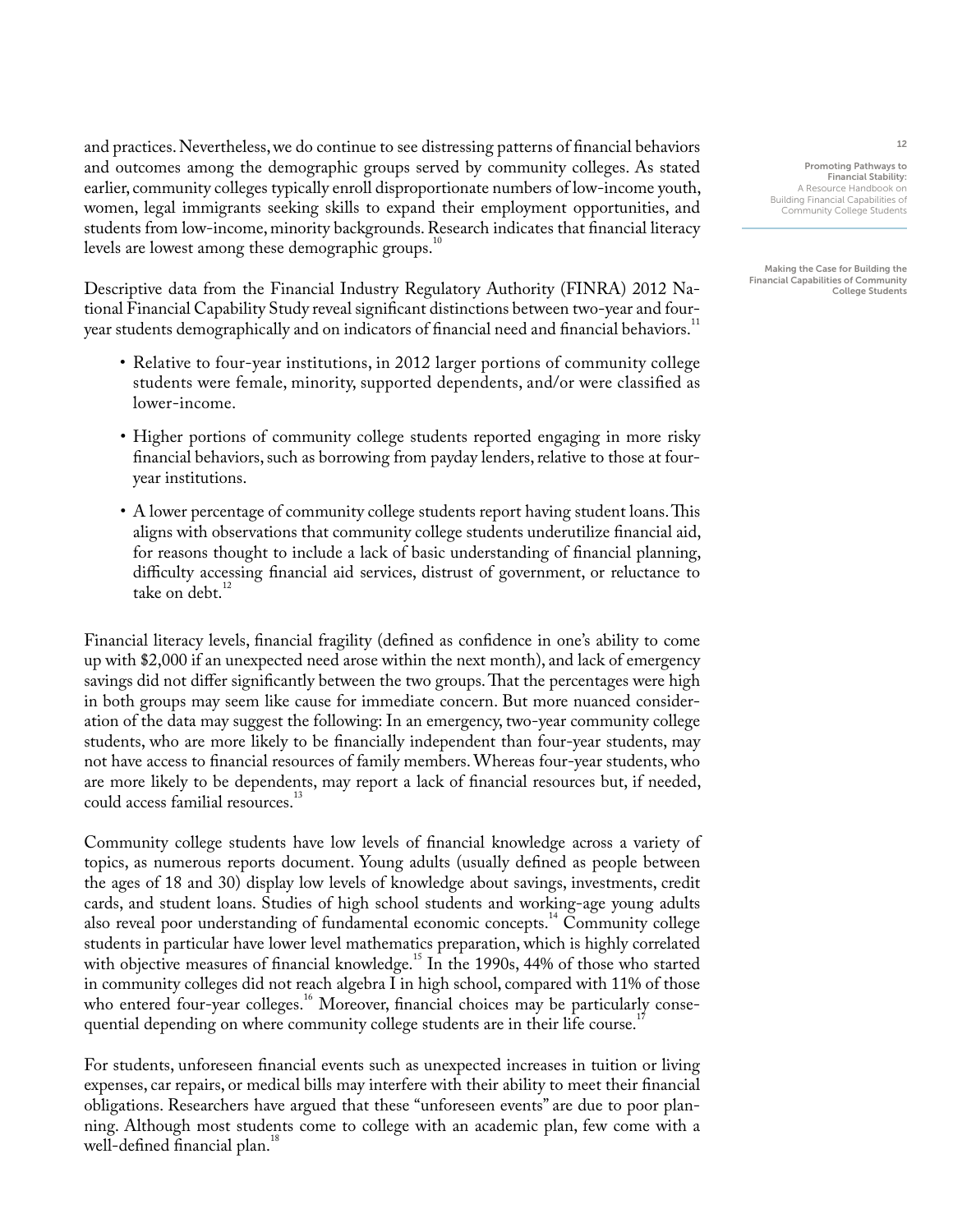and practices. Nevertheless, we do continue to see distressing patterns of financial behaviors and outcomes among the demographic groups served by community colleges. As stated earlier, community colleges typically enroll disproportionate numbers of low-income youth, women, legal immigrants seeking skills to expand their employment opportunities, and students from low-income, minority backgrounds. Research indicates that financial literacy levels are lowest among these demographic groups.[10]

Descriptive data from the Financial Industry Regulatory Authority (FINRA) 2012 National Financial Capability Study reveal significant distinctions between two-year and four-year students demographically and on indicators of financial need and financial behaviors.[11]

- Relative to four-year institutions, in 2012 larger portions of community college students were female, minority, supported dependents, and/or were classified as lower-income.
- Higher portions of community college students reported engaging in more risky financial behaviors, such as borrowing from payday lenders, relative to those at four-year institutions.
- A lower percentage of community college students report having student loans. This aligns with observations that community college students underutilize financial aid, for reasons thought to include a lack of basic understanding of financial planning, difficulty accessing financial aid services, distrust of government, or reluctance to take on debt.[12]

Financial literacy levels, financial fragility (defined as confidence in one's ability to come up with $2,000 if an unexpected need arose within the next month), and lack of emergency savings did not differ significantly between the two groups. That the percentages were high in both groups may seem like cause for immediate concern. But more nuanced consideration of the data may suggest the following: In an emergency, two-year community college students, who are more likely to be financially independent than four-year students, may not have access to financial resources of family members. Whereas four-year students, who are more likely to be dependents, may report a lack of financial resources but, if needed, could access familial resources.[13]

Community college students have low levels of financial knowledge across a variety of topics, as numerous reports document. Young adults (usually defined as people between the ages of 18 and 30) display low levels of knowledge about savings, investments, credit cards, and student loans. Studies of high school students and working-age young adults also reveal poor understanding of fundamental economic concepts.[14] Community college students in particular have lower level mathematics preparation, which is highly correlated with objective measures of financial knowledge.[15] In the 1990s, 44% of those who started in community colleges did not reach algebra I in high school, compared with 11% of those who entered four-year colleges.[16] Moreover, financial choices may be particularly consequential depending on where community college students are in their life course.[17]

For students, unforeseen financial events such as unexpected increases in tuition or living expenses, car repairs, or medical bills may interfere with their ability to meet their financial obligations. Researchers have argued that these "unforeseen events" are due to poor planning. Although most students come to college with an academic plan, few come with a well-defined financial plan.[18]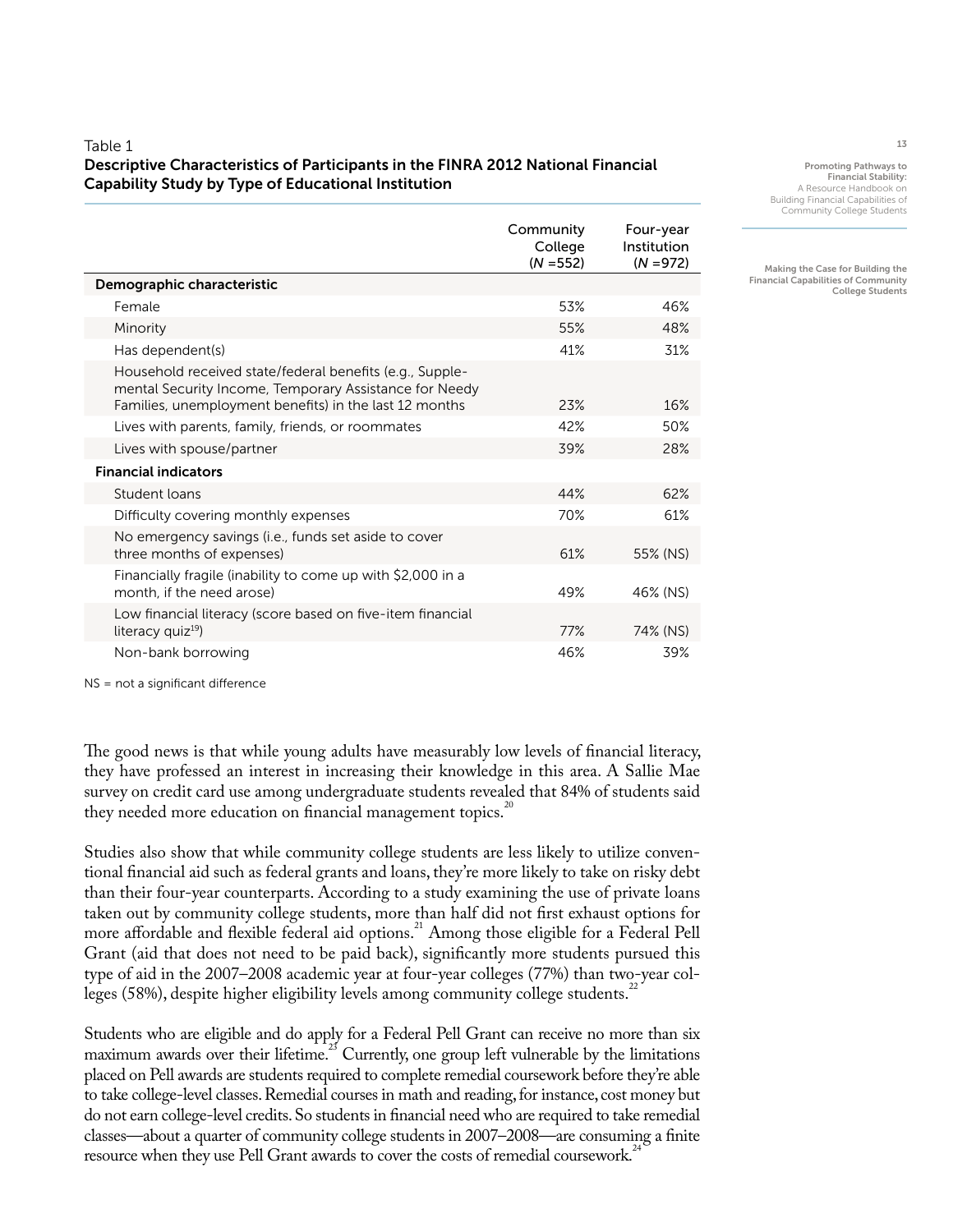Table 1

**Descriptive Characteristics of Participants in the FINRA 2012 National Financial Capability Study by Type of Educational Institution**

| | Community College (*N* =552) | Four-year Institution (*N* =972) |
|---|---|---|
| **Demographic characteristic** | | |
| Female | 53% | 46% |
| Minority | 55% | 48% |
| Has dependent(s) | 41% | 31% |
| Household received state/federal benefits (e.g., Supplemental Security Income, Temporary Assistance for Needy Families, unemployment benefits) in the last 12 months | 23% | 16% |
| Lives with parents, family, friends, or roommates | 42% | 50% |
| Lives with spouse/partner | 39% | 28% |
| **Financial indicators** | | |
| Student loans | 44% | 62% |
| Difficulty covering monthly expenses | 70% | 61% |
| No emergency savings (i.e., funds set aside to cover three months of expenses) | 61% | 55% (NS) |
| Financially fragile (inability to come up with $2,000 in a month, if the need arose) | 49% | 46% (NS) |
| Low financial literacy (score based on five-item financial literacy quiz[19]) | 77% | 74% (NS) |
| Non-bank borrowing | 46% | 39% |

NS = not a significant difference

The good news is that while young adults have measurably low levels of financial literacy, they have professed an interest in increasing their knowledge in this area. A Sallie Mae survey on credit card use among undergraduate students revealed that 84% of students said they needed more education on financial management topics.[20]

Studies also show that while community college students are less likely to utilize conventional financial aid such as federal grants and loans, they're more likely to take on risky debt than their four-year counterparts. According to a study examining the use of private loans taken out by community college students, more than half did not first exhaust options for more affordable and flexible federal aid options.[21] Among those eligible for a Federal Pell Grant (aid that does not need to be paid back), significantly more students pursued this type of aid in the 2007–2008 academic year at four-year colleges (77%) than two-year colleges (58%), despite higher eligibility levels among community college students.[22]

Students who are eligible and do apply for a Federal Pell Grant can receive no more than six maximum awards over their lifetime.[23] Currently, one group left vulnerable by the limitations placed on Pell awards are students required to complete remedial coursework before they're able to take college-level classes. Remedial courses in math and reading, for instance, cost money but do not earn college-level credits. So students in financial need who are required to take remedial classes—about a quarter of community college students in 2007–2008—are consuming a finite resource when they use Pell Grant awards to cover the costs of remedial coursework.[24]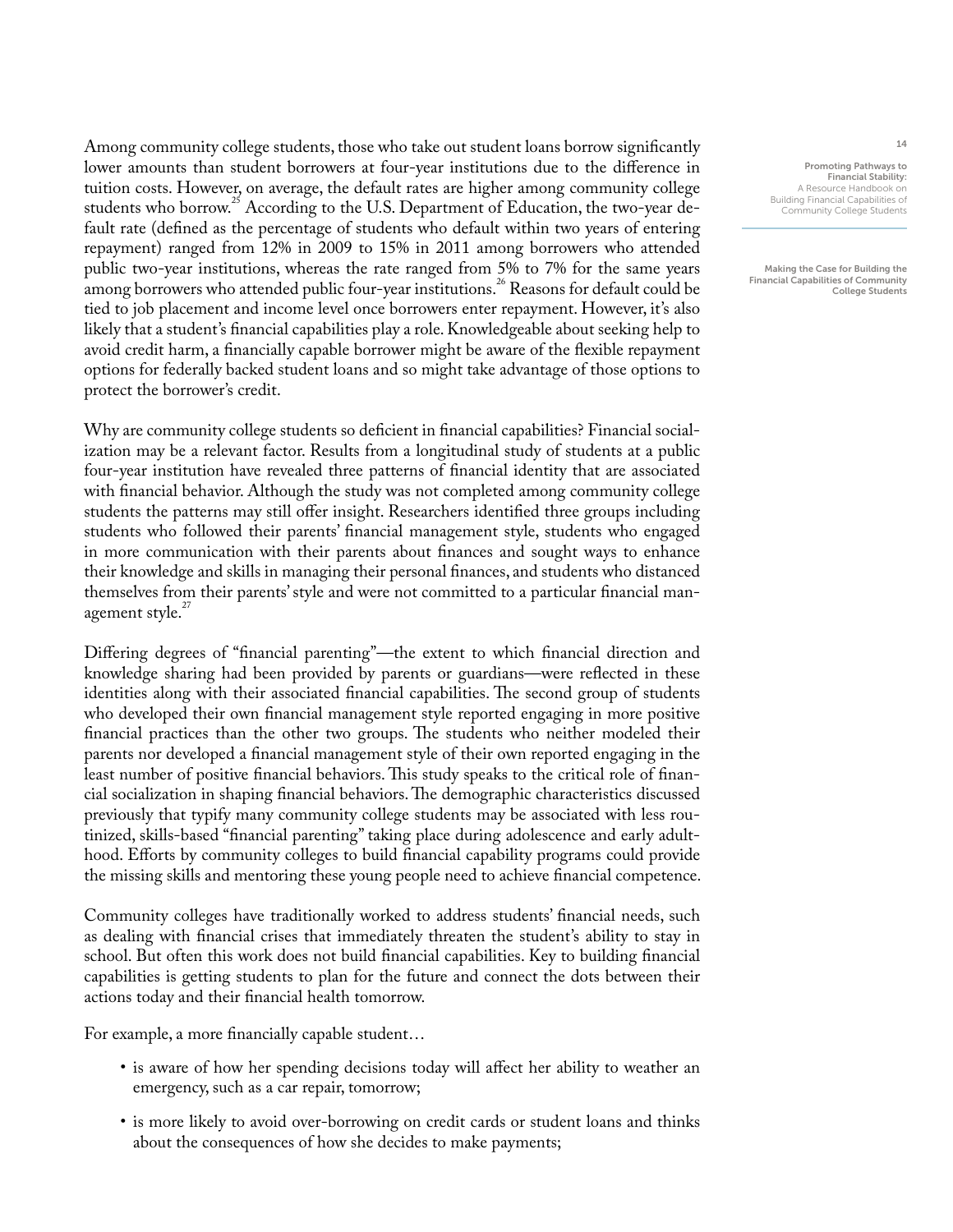Among community college students, those who take out student loans borrow significantly lower amounts than student borrowers at four-year institutions due to the difference in tuition costs. However, on average, the default rates are higher among community college students who borrow.[25] According to the U.S. Department of Education, the two-year default rate (defined as the percentage of students who default within two years of entering repayment) ranged from 12% in 2009 to 15% in 2011 among borrowers who attended public two-year institutions, whereas the rate ranged from 5% to 7% for the same years among borrowers who attended public four-year institutions.[26] Reasons for default could be tied to job placement and income level once borrowers enter repayment. However, it's also likely that a student's financial capabilities play a role. Knowledgeable about seeking help to avoid credit harm, a financially capable borrower might be aware of the flexible repayment options for federally backed student loans and so might take advantage of those options to protect the borrower's credit.

Why are community college students so deficient in financial capabilities? Financial socialization may be a relevant factor. Results from a longitudinal study of students at a public four-year institution have revealed three patterns of financial identity that are associated with financial behavior. Although the study was not completed among community college students the patterns may still offer insight. Researchers identified three groups including students who followed their parents' financial management style, students who engaged in more communication with their parents about finances and sought ways to enhance their knowledge and skills in managing their personal finances, and students who distanced themselves from their parents' style and were not committed to a particular financial management style.[27]

Differing degrees of "financial parenting"—the extent to which financial direction and knowledge sharing had been provided by parents or guardians—were reflected in these identities along with their associated financial capabilities. The second group of students who developed their own financial management style reported engaging in more positive financial practices than the other two groups. The students who neither modeled their parents nor developed a financial management style of their own reported engaging in the least number of positive financial behaviors. This study speaks to the critical role of financial socialization in shaping financial behaviors. The demographic characteristics discussed previously that typify many community college students may be associated with less routinized, skills-based "financial parenting" taking place during adolescence and early adulthood. Efforts by community colleges to build financial capability programs could provide the missing skills and mentoring these young people need to achieve financial competence.

Community colleges have traditionally worked to address students' financial needs, such as dealing with financial crises that immediately threaten the student's ability to stay in school. But often this work does not build financial capabilities. Key to building financial capabilities is getting students to plan for the future and connect the dots between their actions today and their financial health tomorrow.

For example, a more financially capable student…

- is aware of how her spending decisions today will affect her ability to weather an emergency, such as a car repair, tomorrow;
- is more likely to avoid over-borrowing on credit cards or student loans and thinks about the consequences of how she decides to make payments;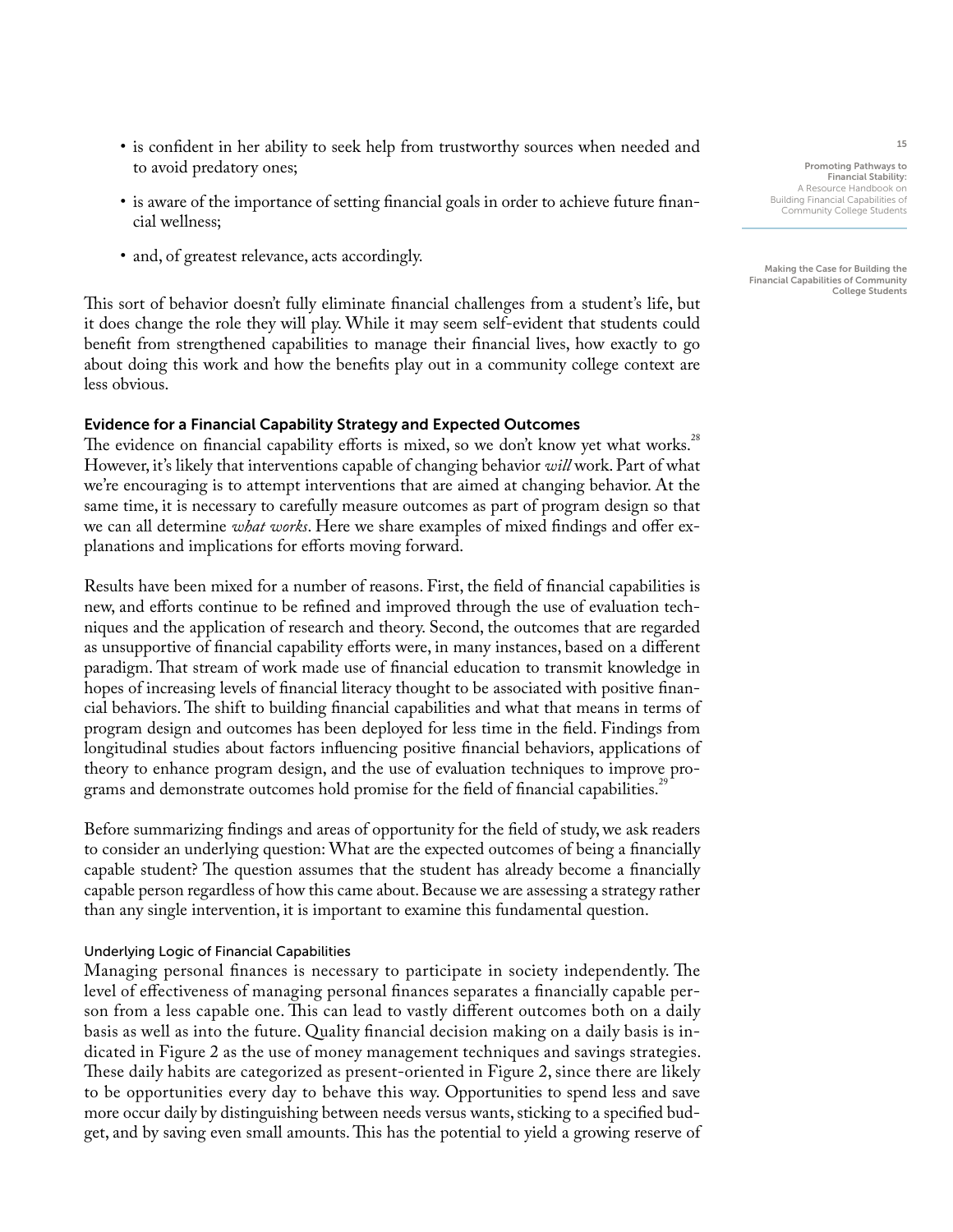- is confident in her ability to seek help from trustworthy sources when needed and to avoid predatory ones;
- is aware of the importance of setting financial goals in order to achieve future financial wellness;
- and, of greatest relevance, acts accordingly.

This sort of behavior doesn't fully eliminate financial challenges from a student's life, but it does change the role they will play. While it may seem self-evident that students could benefit from strengthened capabilities to manage their financial lives, how exactly to go about doing this work and how the benefits play out in a community college context are less obvious.

### Evidence for a Financial Capability Strategy and Expected Outcomes

The evidence on financial capability efforts is mixed, so we don't know yet what works.[28] However, it's likely that interventions capable of changing behavior *will* work. Part of what we're encouraging is to attempt interventions that are aimed at changing behavior. At the same time, it is necessary to carefully measure outcomes as part of program design so that we can all determine *what works*. Here we share examples of mixed findings and offer explanations and implications for efforts moving forward.

Results have been mixed for a number of reasons. First, the field of financial capabilities is new, and efforts continue to be refined and improved through the use of evaluation techniques and the application of research and theory. Second, the outcomes that are regarded as unsupportive of financial capability efforts were, in many instances, based on a different paradigm. That stream of work made use of financial education to transmit knowledge in hopes of increasing levels of financial literacy thought to be associated with positive financial behaviors. The shift to building financial capabilities and what that means in terms of program design and outcomes has been deployed for less time in the field. Findings from longitudinal studies about factors influencing positive financial behaviors, applications of theory to enhance program design, and the use of evaluation techniques to improve programs and demonstrate outcomes hold promise for the field of financial capabilities.[29]

Before summarizing findings and areas of opportunity for the field of study, we ask readers to consider an underlying question: What are the expected outcomes of being a financially capable student? The question assumes that the student has already become a financially capable person regardless of how this came about. Because we are assessing a strategy rather than any single intervention, it is important to examine this fundamental question.

#### Underlying Logic of Financial Capabilities

Managing personal finances is necessary to participate in society independently. The level of effectiveness of managing personal finances separates a financially capable person from a less capable one. This can lead to vastly different outcomes both on a daily basis as well as into the future. Quality financial decision making on a daily basis is indicated in Figure 2 as the use of money management techniques and savings strategies. These daily habits are categorized as present-oriented in Figure 2, since there are likely to be opportunities every day to behave this way. Opportunities to spend less and save more occur daily by distinguishing between needs versus wants, sticking to a specified budget, and by saving even small amounts. This has the potential to yield a growing reserve of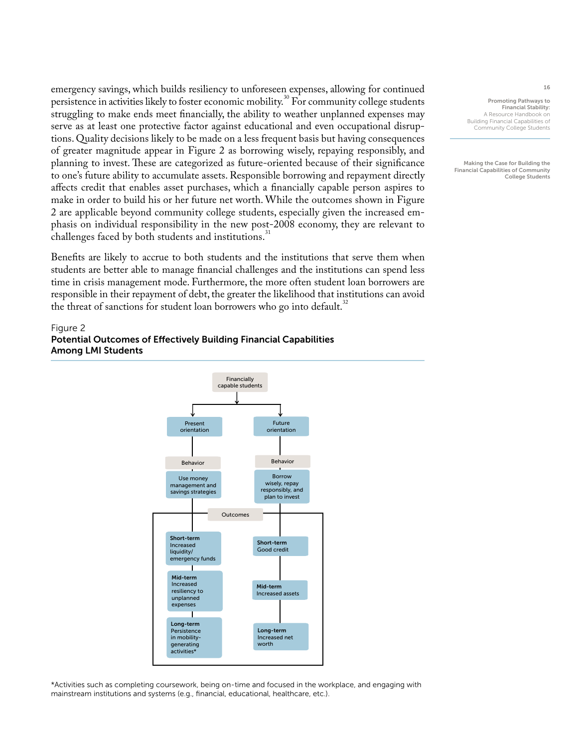emergency savings, which builds resiliency to unforeseen expenses, allowing for continued persistence in activities likely to foster economic mobility.[30] For community college students struggling to make ends meet financially, the ability to weather unplanned expenses may serve as at least one protective factor against educational and even occupational disruptions. Quality decisions likely to be made on a less frequent basis but having consequences of greater magnitude appear in Figure 2 as borrowing wisely, repaying responsibly, and planning to invest. These are categorized as future-oriented because of their significance to one's future ability to accumulate assets. Responsible borrowing and repayment directly affects credit that enables asset purchases, which a financially capable person aspires to make in order to build his or her future net worth. While the outcomes shown in Figure 2 are applicable beyond community college students, especially given the increased emphasis on individual responsibility in the new post-2008 economy, they are relevant to challenges faced by both students and institutions.[31]

Benefits are likely to accrue to both students and the institutions that serve them when students are better able to manage financial challenges and the institutions can spend less time in crisis management mode. Furthermore, the more often student loan borrowers are responsible in their repayment of debt, the greater the likelihood that institutions can avoid the threat of sanctions for student loan borrowers who go into default.[32]

Figure 2

**Potential Outcomes of Effectively Building Financial Capabilities Among LMI Students**

Financially capable students

| | Present orientation | Future orientation |
|---|---|---|
| Behavior | Use money management and savings strategies | Borrow wisely, repay responsibly, and plan to invest |
| Outcomes: Short-term | Increased liquidity/ emergency funds | Good credit |
| Outcomes: Mid-term | Increased resiliency to unplanned expenses | Increased assets |
| Outcomes: Long-term | Persistence in mobility-generating activities* | Increased net worth |

*Activities such as completing coursework, being on-time and focused in the workplace, and engaging with mainstream institutions and systems (e.g., financial, educational, healthcare, etc.).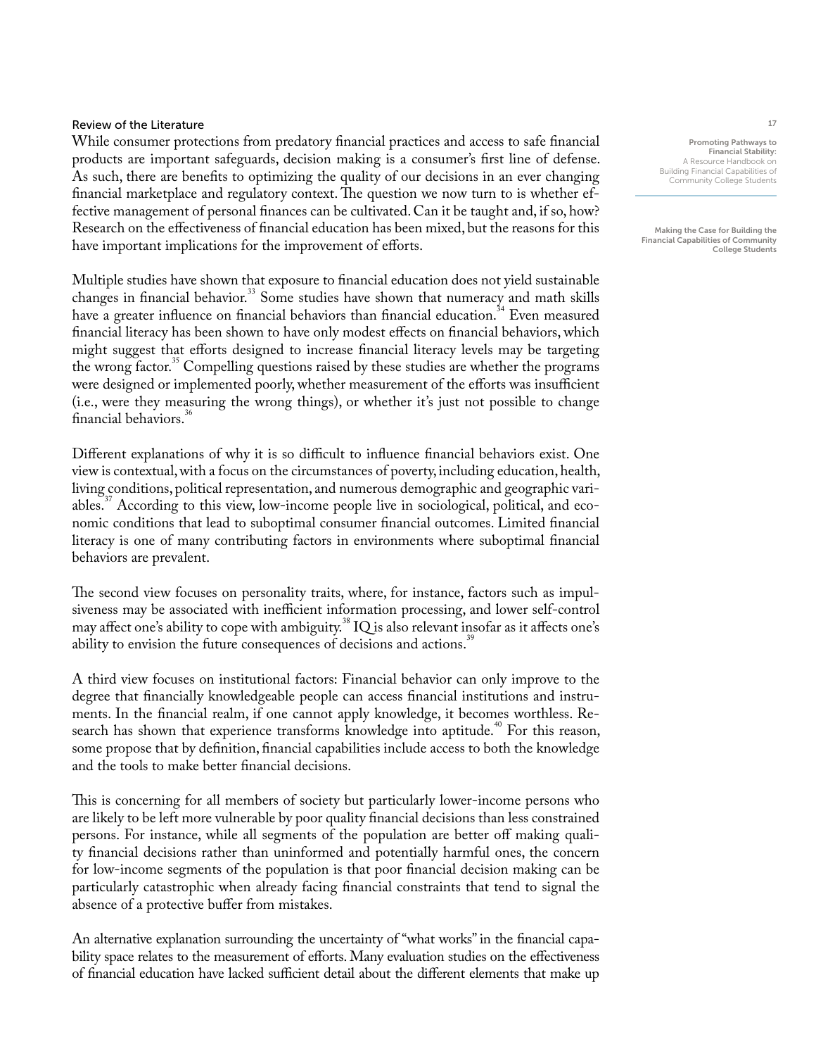## Review of the Literature

While consumer protections from predatory financial practices and access to safe financial products are important safeguards, decision making is a consumer's first line of defense. As such, there are benefits to optimizing the quality of our decisions in an ever changing financial marketplace and regulatory context. The question we now turn to is whether effective management of personal finances can be cultivated. Can it be taught and, if so, how? Research on the effectiveness of financial education has been mixed, but the reasons for this have important implications for the improvement of efforts.

Multiple studies have shown that exposure to financial education does not yield sustainable changes in financial behavior.[33] Some studies have shown that numeracy and math skills have a greater influence on financial behaviors than financial education.[34] Even measured financial literacy has been shown to have only modest effects on financial behaviors, which might suggest that efforts designed to increase financial literacy levels may be targeting the wrong factor.[35] Compelling questions raised by these studies are whether the programs were designed or implemented poorly, whether measurement of the efforts was insufficient (i.e., were they measuring the wrong things), or whether it's just not possible to change financial behaviors.[36]

Different explanations of why it is so difficult to influence financial behaviors exist. One view is contextual, with a focus on the circumstances of poverty, including education, health, living conditions, political representation, and numerous demographic and geographic variables.[37] According to this view, low-income people live in sociological, political, and economic conditions that lead to suboptimal consumer financial outcomes. Limited financial literacy is one of many contributing factors in environments where suboptimal financial behaviors are prevalent.

The second view focuses on personality traits, where, for instance, factors such as impulsiveness may be associated with inefficient information processing, and lower self-control may affect one's ability to cope with ambiguity.[38] IQ is also relevant insofar as it affects one's ability to envision the future consequences of decisions and actions.[39]

A third view focuses on institutional factors: Financial behavior can only improve to the degree that financially knowledgeable people can access financial institutions and instruments. In the financial realm, if one cannot apply knowledge, it becomes worthless. Research has shown that experience transforms knowledge into aptitude.[40] For this reason, some propose that by definition, financial capabilities include access to both the knowledge and the tools to make better financial decisions.

This is concerning for all members of society but particularly lower-income persons who are likely to be left more vulnerable by poor quality financial decisions than less constrained persons. For instance, while all segments of the population are better off making quality financial decisions rather than uninformed and potentially harmful ones, the concern for low-income segments of the population is that poor financial decision making can be particularly catastrophic when already facing financial constraints that tend to signal the absence of a protective buffer from mistakes.

An alternative explanation surrounding the uncertainty of "what works" in the financial capability space relates to the measurement of efforts. Many evaluation studies on the effectiveness of financial education have lacked sufficient detail about the different elements that make up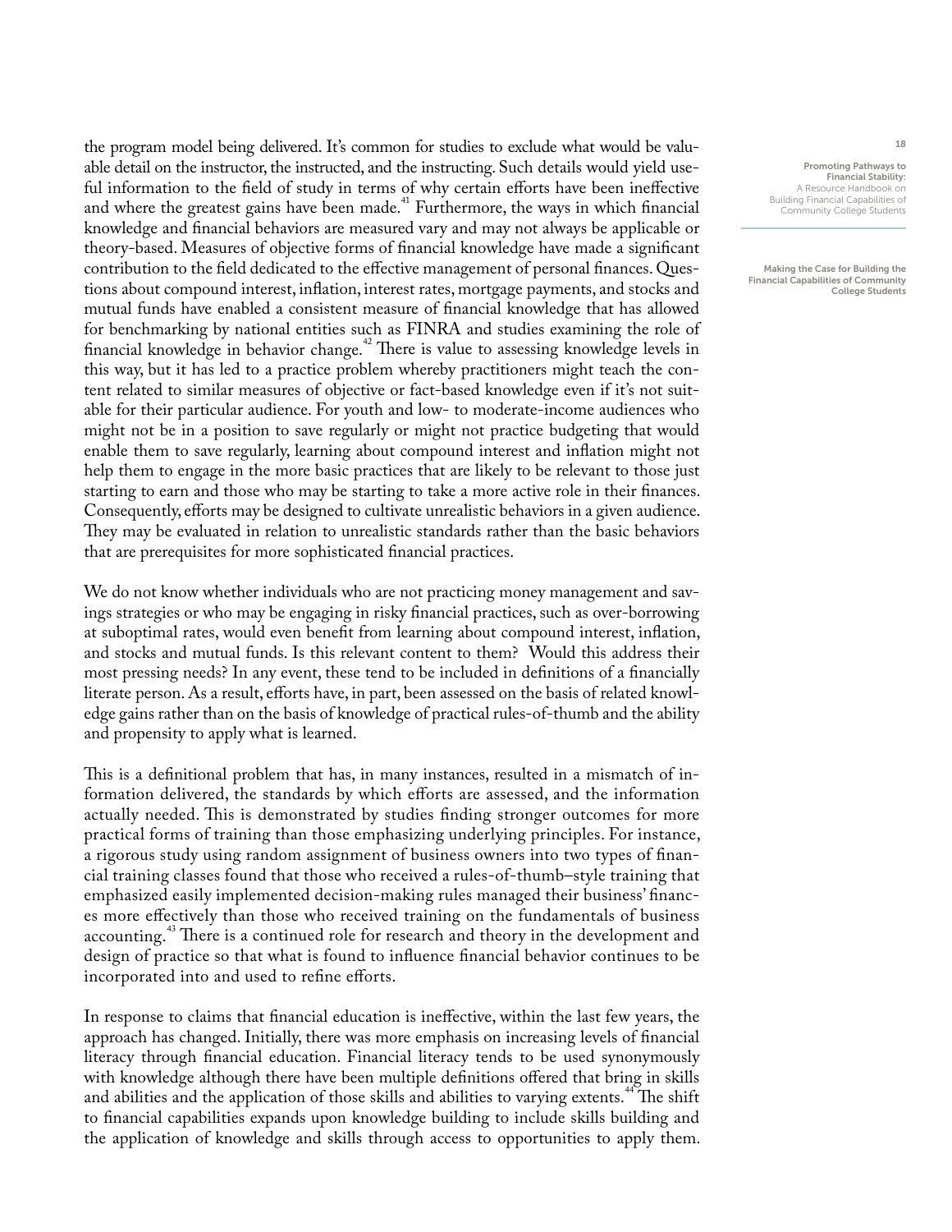the program model being delivered. It's common for studies to exclude what would be valuable detail on the instructor, the instructed, and the instructing. Such details would yield useful information to the field of study in terms of why certain efforts have been ineffective and where the greatest gains have been made.[41] Furthermore, the ways in which financial knowledge and financial behaviors are measured vary and may not always be applicable or theory-based. Measures of objective forms of financial knowledge have made a significant contribution to the field dedicated to the effective management of personal finances. Questions about compound interest, inflation, interest rates, mortgage payments, and stocks and mutual funds have enabled a consistent measure of financial knowledge that has allowed for benchmarking by national entities such as FINRA and studies examining the role of financial knowledge in behavior change.[42] There is value to assessing knowledge levels in this way, but it has led to a practice problem whereby practitioners might teach the content related to similar measures of objective or fact-based knowledge even if it's not suitable for their particular audience. For youth and low- to moderate-income audiences who might not be in a position to save regularly or might not practice budgeting that would enable them to save regularly, learning about compound interest and inflation might not help them to engage in the more basic practices that are likely to be relevant to those just starting to earn and those who may be starting to take a more active role in their finances. Consequently, efforts may be designed to cultivate unrealistic behaviors in a given audience. They may be evaluated in relation to unrealistic standards rather than the basic behaviors that are prerequisites for more sophisticated financial practices.

We do not know whether individuals who are not practicing money management and savings strategies or who may be engaging in risky financial practices, such as over-borrowing at suboptimal rates, would even benefit from learning about compound interest, inflation, and stocks and mutual funds. Is this relevant content to them? Would this address their most pressing needs? In any event, these tend to be included in definitions of a financially literate person. As a result, efforts have, in part, been assessed on the basis of related knowledge gains rather than on the basis of knowledge of practical rules-of-thumb and the ability and propensity to apply what is learned.

This is a definitional problem that has, in many instances, resulted in a mismatch of information delivered, the standards by which efforts are assessed, and the information actually needed. This is demonstrated by studies finding stronger outcomes for more practical forms of training than those emphasizing underlying principles. For instance, a rigorous study using random assignment of business owners into two types of financial training classes found that those who received a rules-of-thumb–style training that emphasized easily implemented decision-making rules managed their business' finances more effectively than those who received training on the fundamentals of business accounting.[43] There is a continued role for research and theory in the development and design of practice so that what is found to influence financial behavior continues to be incorporated into and used to refine efforts.

In response to claims that financial education is ineffective, within the last few years, the approach has changed. Initially, there was more emphasis on increasing levels of financial literacy through financial education. Financial literacy tends to be used synonymously with knowledge although there have been multiple definitions offered that bring in skills and abilities and the application of those skills and abilities to varying extents.[44] The shift to financial capabilities expands upon knowledge building to include skills building and the application of knowledge and skills through access to opportunities to apply them.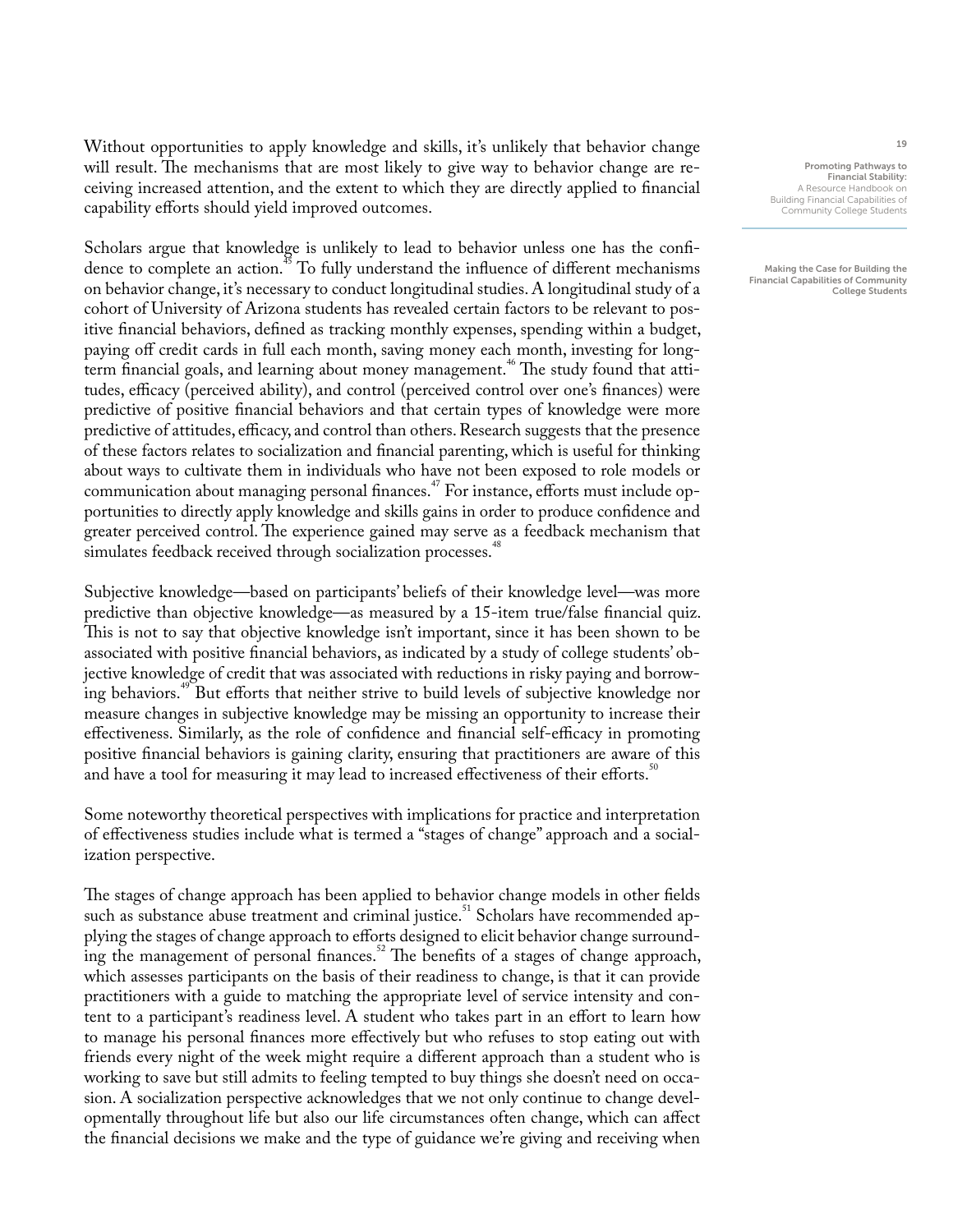Without opportunities to apply knowledge and skills, it's unlikely that behavior change will result. The mechanisms that are most likely to give way to behavior change are receiving increased attention, and the extent to which they are directly applied to financial capability efforts should yield improved outcomes.

Scholars argue that knowledge is unlikely to lead to behavior unless one has the confidence to complete an action.[45] To fully understand the influence of different mechanisms on behavior change, it's necessary to conduct longitudinal studies. A longitudinal study of a cohort of University of Arizona students has revealed certain factors to be relevant to positive financial behaviors, defined as tracking monthly expenses, spending within a budget, paying off credit cards in full each month, saving money each month, investing for long-term financial goals, and learning about money management.[46] The study found that attitudes, efficacy (perceived ability), and control (perceived control over one's finances) were predictive of positive financial behaviors and that certain types of knowledge were more predictive of attitudes, efficacy, and control than others. Research suggests that the presence of these factors relates to socialization and financial parenting, which is useful for thinking about ways to cultivate them in individuals who have not been exposed to role models or communication about managing personal finances.[47] For instance, efforts must include opportunities to directly apply knowledge and skills gains in order to produce confidence and greater perceived control. The experience gained may serve as a feedback mechanism that simulates feedback received through socialization processes.[48]

Subjective knowledge—based on participants' beliefs of their knowledge level—was more predictive than objective knowledge—as measured by a 15-item true/false financial quiz. This is not to say that objective knowledge isn't important, since it has been shown to be associated with positive financial behaviors, as indicated by a study of college students' objective knowledge of credit that was associated with reductions in risky paying and borrowing behaviors.[49] But efforts that neither strive to build levels of subjective knowledge nor measure changes in subjective knowledge may be missing an opportunity to increase their effectiveness. Similarly, as the role of confidence and financial self-efficacy in promoting positive financial behaviors is gaining clarity, ensuring that practitioners are aware of this and have a tool for measuring it may lead to increased effectiveness of their efforts.[50]

Some noteworthy theoretical perspectives with implications for practice and interpretation of effectiveness studies include what is termed a "stages of change" approach and a socialization perspective.

The stages of change approach has been applied to behavior change models in other fields such as substance abuse treatment and criminal justice.[51] Scholars have recommended applying the stages of change approach to efforts designed to elicit behavior change surrounding the management of personal finances.[52] The benefits of a stages of change approach, which assesses participants on the basis of their readiness to change, is that it can provide practitioners with a guide to matching the appropriate level of service intensity and content to a participant's readiness level. A student who takes part in an effort to learn how to manage his personal finances more effectively but who refuses to stop eating out with friends every night of the week might require a different approach than a student who is working to save but still admits to feeling tempted to buy things she doesn't need on occasion. A socialization perspective acknowledges that we not only continue to change developmentally throughout life but also our life circumstances often change, which can affect the financial decisions we make and the type of guidance we're giving and receiving when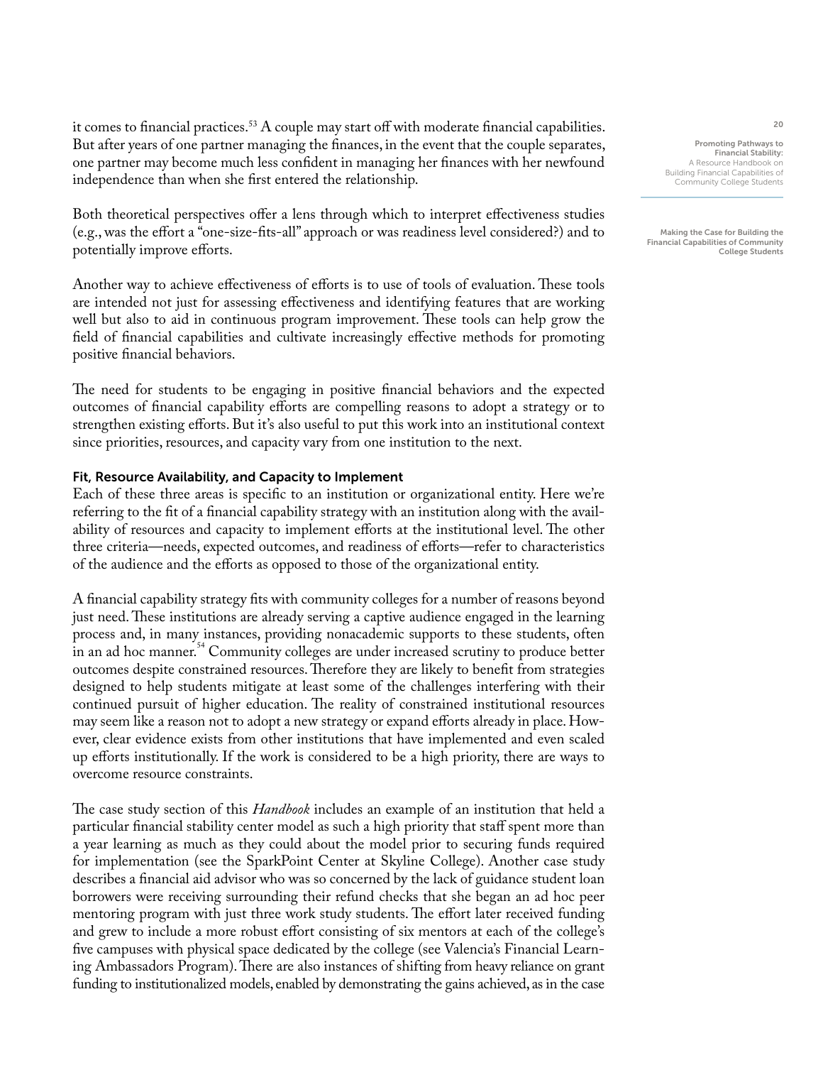it comes to financial practices.[53] A couple may start off with moderate financial capabilities. But after years of one partner managing the finances, in the event that the couple separates, one partner may become much less confident in managing her finances with her newfound independence than when she first entered the relationship.

Both theoretical perspectives offer a lens through which to interpret effectiveness studies (e.g., was the effort a "one-size-fits-all" approach or was readiness level considered?) and to potentially improve efforts.

Another way to achieve effectiveness of efforts is to use of tools of evaluation. These tools are intended not just for assessing effectiveness and identifying features that are working well but also to aid in continuous program improvement. These tools can help grow the field of financial capabilities and cultivate increasingly effective methods for promoting positive financial behaviors.

The need for students to be engaging in positive financial behaviors and the expected outcomes of financial capability efforts are compelling reasons to adopt a strategy or to strengthen existing efforts. But it's also useful to put this work into an institutional context since priorities, resources, and capacity vary from one institution to the next.

### Fit, Resource Availability, and Capacity to Implement

Each of these three areas is specific to an institution or organizational entity. Here we're referring to the fit of a financial capability strategy with an institution along with the availability of resources and capacity to implement efforts at the institutional level. The other three criteria—needs, expected outcomes, and readiness of efforts—refer to characteristics of the audience and the efforts as opposed to those of the organizational entity.

A financial capability strategy fits with community colleges for a number of reasons beyond just need. These institutions are already serving a captive audience engaged in the learning process and, in many instances, providing nonacademic supports to these students, often in an ad hoc manner.[54] Community colleges are under increased scrutiny to produce better outcomes despite constrained resources. Therefore they are likely to benefit from strategies designed to help students mitigate at least some of the challenges interfering with their continued pursuit of higher education. The reality of constrained institutional resources may seem like a reason not to adopt a new strategy or expand efforts already in place. However, clear evidence exists from other institutions that have implemented and even scaled up efforts institutionally. If the work is considered to be a high priority, there are ways to overcome resource constraints.

The case study section of this *Handbook* includes an example of an institution that held a particular financial stability center model as such a high priority that staff spent more than a year learning as much as they could about the model prior to securing funds required for implementation (see the SparkPoint Center at Skyline College). Another case study describes a financial aid advisor who was so concerned by the lack of guidance student loan borrowers were receiving surrounding their refund checks that she began an ad hoc peer mentoring program with just three work study students. The effort later received funding and grew to include a more robust effort consisting of six mentors at each of the college's five campuses with physical space dedicated by the college (see Valencia's Financial Learning Ambassadors Program). There are also instances of shifting from heavy reliance on grant funding to institutionalized models, enabled by demonstrating the gains achieved, as in the case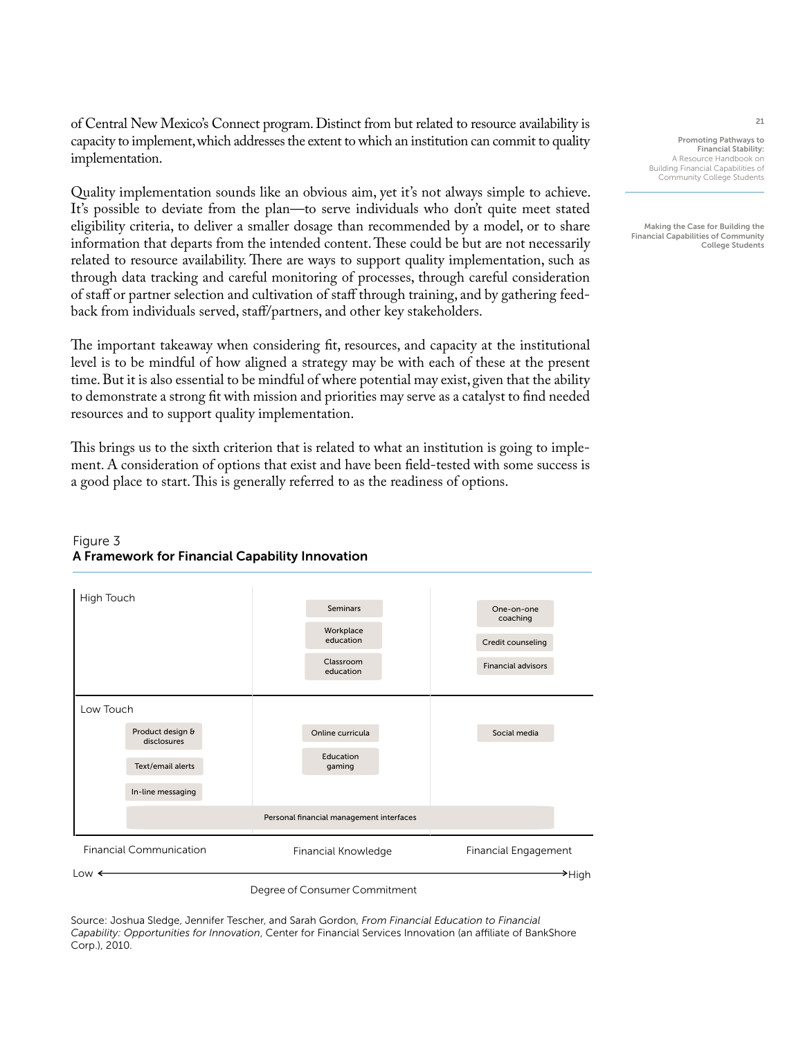of Central New Mexico's Connect program. Distinct from but related to resource availability is capacity to implement, which addresses the extent to which an institution can commit to quality implementation.

Quality implementation sounds like an obvious aim, yet it's not always simple to achieve. It's possible to deviate from the plan—to serve individuals who don't quite meet stated eligibility criteria, to deliver a smaller dosage than recommended by a model, or to share information that departs from the intended content. These could be but are not necessarily related to resource availability. There are ways to support quality implementation, such as through data tracking and careful monitoring of processes, through careful consideration of staff or partner selection and cultivation of staff through training, and by gathering feedback from individuals served, staff/partners, and other key stakeholders.

The important takeaway when considering fit, resources, and capacity at the institutional level is to be mindful of how aligned a strategy may be with each of these at the present time. But it is also essential to be mindful of where potential may exist, given that the ability to demonstrate a strong fit with mission and priorities may serve as a catalyst to find needed resources and to support quality implementation.

This brings us to the sixth criterion that is related to what an institution is going to implement. A consideration of options that exist and have been field-tested with some success is a good place to start. This is generally referred to as the readiness of options.

Figure 3
**A Framework for Financial Capability Innovation**

| | Financial Communication | Financial Knowledge | Financial Engagement |
|---|---|---|---|
| High Touch | | Seminars; Workplace education; Classroom education | One-on-one coaching; Credit counseling; Financial advisors |
| Low Touch | Product design & disclosures; Text/email alerts; In-line messaging | Online curricula; Education gaming | Social media |
| Low Touch (spanning all columns) | Personal financial management interfaces | Personal financial management interfaces | Personal financial management interfaces |

Low ← Degree of Consumer Commitment → High

Source: Joshua Sledge, Jennifer Tescher, and Sarah Gordon, *From Financial Education to Financial Capability: Opportunities for Innovation*, Center for Financial Services Innovation (an affiliate of BankShore Corp.), 2010.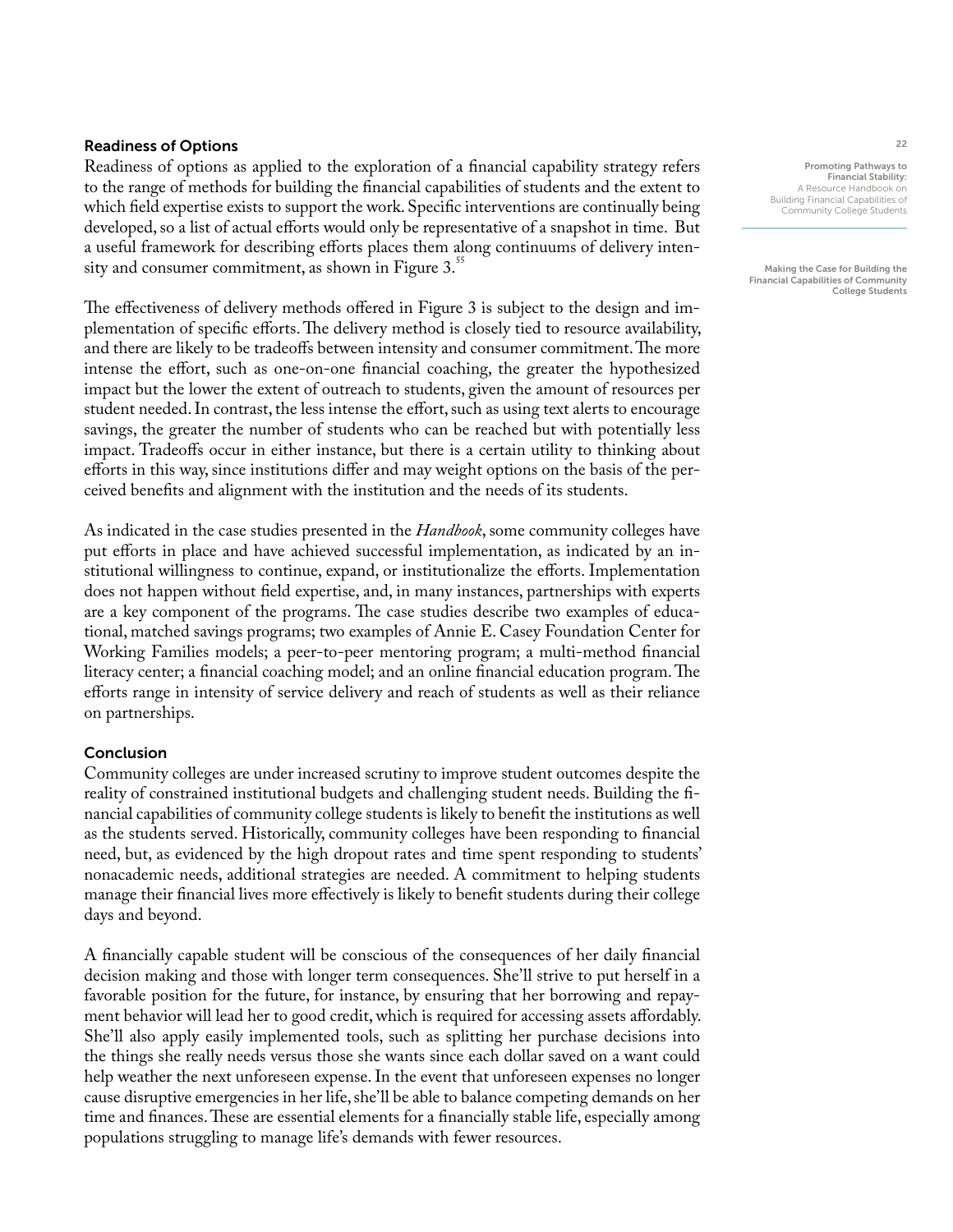### Readiness of Options

Readiness of options as applied to the exploration of a financial capability strategy refers to the range of methods for building the financial capabilities of students and the extent to which field expertise exists to support the work. Specific interventions are continually being developed, so a list of actual efforts would only be representative of a snapshot in time. But a useful framework for describing efforts places them along continuums of delivery intensity and consumer commitment, as shown in Figure 3.[55]

The effectiveness of delivery methods offered in Figure 3 is subject to the design and implementation of specific efforts. The delivery method is closely tied to resource availability, and there are likely to be tradeoffs between intensity and consumer commitment. The more intense the effort, such as one-on-one financial coaching, the greater the hypothesized impact but the lower the extent of outreach to students, given the amount of resources per student needed. In contrast, the less intense the effort, such as using text alerts to encourage savings, the greater the number of students who can be reached but with potentially less impact. Tradeoffs occur in either instance, but there is a certain utility to thinking about efforts in this way, since institutions differ and may weight options on the basis of the perceived benefits and alignment with the institution and the needs of its students.

As indicated in the case studies presented in the *Handbook*, some community colleges have put efforts in place and have achieved successful implementation, as indicated by an institutional willingness to continue, expand, or institutionalize the efforts. Implementation does not happen without field expertise, and, in many instances, partnerships with experts are a key component of the programs. The case studies describe two examples of educational, matched savings programs; two examples of Annie E. Casey Foundation Center for Working Families models; a peer-to-peer mentoring program; a multi-method financial literacy center; a financial coaching model; and an online financial education program. The efforts range in intensity of service delivery and reach of students as well as their reliance on partnerships.

### Conclusion

Community colleges are under increased scrutiny to improve student outcomes despite the reality of constrained institutional budgets and challenging student needs. Building the financial capabilities of community college students is likely to benefit the institutions as well as the students served. Historically, community colleges have been responding to financial need, but, as evidenced by the high dropout rates and time spent responding to students' nonacademic needs, additional strategies are needed. A commitment to helping students manage their financial lives more effectively is likely to benefit students during their college days and beyond.

A financially capable student will be conscious of the consequences of her daily financial decision making and those with longer term consequences. She'll strive to put herself in a favorable position for the future, for instance, by ensuring that her borrowing and repayment behavior will lead her to good credit, which is required for accessing assets affordably. She'll also apply easily implemented tools, such as splitting her purchase decisions into the things she really needs versus those she wants since each dollar saved on a want could help weather the next unforeseen expense. In the event that unforeseen expenses no longer cause disruptive emergencies in her life, she'll be able to balance competing demands on her time and finances. These are essential elements for a financially stable life, especially among populations struggling to manage life's demands with fewer resources.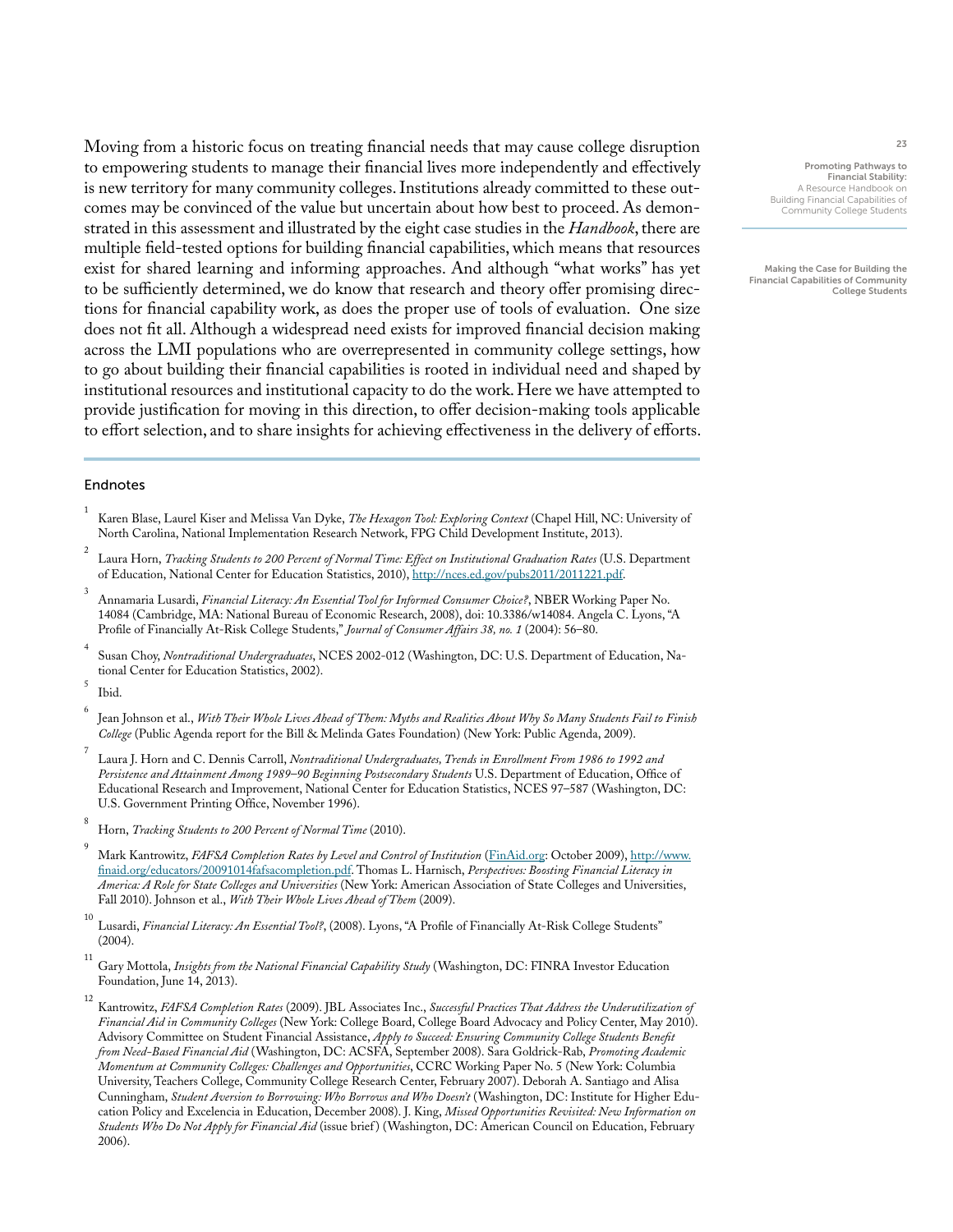Moving from a historic focus on treating financial needs that may cause college disruption to empowering students to manage their financial lives more independently and effectively is new territory for many community colleges. Institutions already committed to these outcomes may be convinced of the value but uncertain about how best to proceed. As demonstrated in this assessment and illustrated by the eight case studies in the *Handbook*, there are multiple field-tested options for building financial capabilities, which means that resources exist for shared learning and informing approaches. And although "what works" has yet to be sufficiently determined, we do know that research and theory offer promising directions for financial capability work, as does the proper use of tools of evaluation. One size does not fit all. Although a widespread need exists for improved financial decision making across the LMI populations who are overrepresented in community college settings, how to go about building their financial capabilities is rooted in individual need and shaped by institutional resources and institutional capacity to do the work. Here we have attempted to provide justification for moving in this direction, to offer decision-making tools applicable to effort selection, and to share insights for achieving effectiveness in the delivery of efforts.

## Endnotes

1. Karen Blase, Laurel Kiser and Melissa Van Dyke, *The Hexagon Tool: Exploring Context* (Chapel Hill, NC: University of North Carolina, National Implementation Research Network, FPG Child Development Institute, 2013).

2. Laura Horn, *Tracking Students to 200 Percent of Normal Time: Effect on Institutional Graduation Rates* (U.S. Department of Education, National Center for Education Statistics, 2010), http://nces.ed.gov/pubs2011/2011221.pdf.

3. Annamaria Lusardi, *Financial Literacy: An Essential Tool for Informed Consumer Choice?*, NBER Working Paper No. 14084 (Cambridge, MA: National Bureau of Economic Research, 2008), doi: 10.3386/w14084. Angela C. Lyons, "A Profile of Financially At-Risk College Students," *Journal of Consumer Affairs 38, no. 1* (2004): 56–80.

4. Susan Choy, *Nontraditional Undergraduates*, NCES 2002-012 (Washington, DC: U.S. Department of Education, National Center for Education Statistics, 2002).

5. Ibid.

6. Jean Johnson et al., *With Their Whole Lives Ahead of Them: Myths and Realities About Why So Many Students Fail to Finish College* (Public Agenda report for the Bill & Melinda Gates Foundation) (New York: Public Agenda, 2009).

7. Laura J. Horn and C. Dennis Carroll, *Nontraditional Undergraduates, Trends in Enrollment From 1986 to 1992 and Persistence and Attainment Among 1989–90 Beginning Postsecondary Students* U.S. Department of Education, Office of Educational Research and Improvement, National Center for Education Statistics, NCES 97–587 (Washington, DC: U.S. Government Printing Office, November 1996).

8. Horn, *Tracking Students to 200 Percent of Normal Time* (2010).

9. Mark Kantrowitz, *FAFSA Completion Rates by Level and Control of Institution* (FinAid.org: October 2009), http://www.finaid.org/educators/20091014fafsacompletion.pdf. Thomas L. Harnisch, *Perspectives: Boosting Financial Literacy in America: A Role for State Colleges and Universities* (New York: American Association of State Colleges and Universities, Fall 2010). Johnson et al., *With Their Whole Lives Ahead of Them* (2009).

10. Lusardi, *Financial Literacy: An Essential Tool?*, (2008). Lyons, "A Profile of Financially At-Risk College Students" (2004).

11. Gary Mottola, *Insights from the National Financial Capability Study* (Washington, DC: FINRA Investor Education Foundation, June 14, 2013).

12. Kantrowitz, *FAFSA Completion Rates* (2009). JBL Associates Inc., *Successful Practices That Address the Underutilization of Financial Aid in Community Colleges* (New York: College Board, College Board Advocacy and Policy Center, May 2010). Advisory Committee on Student Financial Assistance, *Apply to Succeed: Ensuring Community College Students Benefit from Need-Based Financial Aid* (Washington, DC: ACSFA, September 2008). Sara Goldrick-Rab, *Promoting Academic Momentum at Community Colleges: Challenges and Opportunities*, CCRC Working Paper No. 5 (New York: Columbia University, Teachers College, Community College Research Center, February 2007). Deborah A. Santiago and Alisa Cunningham, *Student Aversion to Borrowing: Who Borrows and Who Doesn't* (Washington, DC: Institute for Higher Education Policy and Excelencia in Education, December 2008). J. King, *Missed Opportunities Revisited: New Information on Students Who Do Not Apply for Financial Aid* (issue brief) (Washington, DC: American Council on Education, February 2006).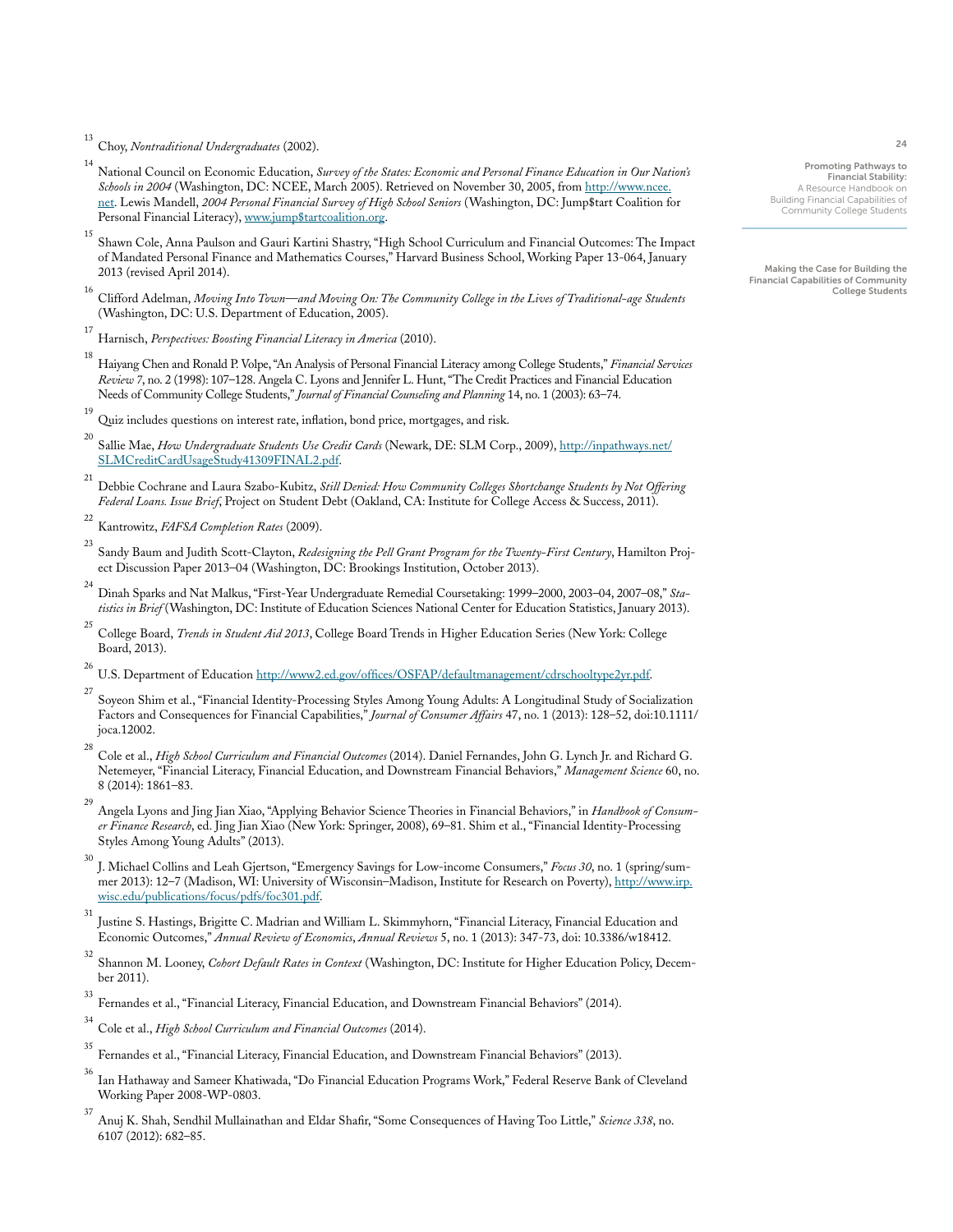[13] Choy, *Nontraditional Undergraduates* (2002).

[14] National Council on Economic Education, *Survey of the States: Economic and Personal Finance Education in Our Nation's Schools in 2004* (Washington, DC: NCEE, March 2005). Retrieved on November 30, 2005, from http://www.ncee.net. Lewis Mandell, *2004 Personal Financial Survey of High School Seniors* (Washington, DC: Jump$tart Coalition for Personal Financial Literacy), www.jump$tartcoalition.org.

[15] Shawn Cole, Anna Paulson and Gauri Kartini Shastry, "High School Curriculum and Financial Outcomes: The Impact of Mandated Personal Finance and Mathematics Courses," Harvard Business School, Working Paper 13-064, January 2013 (revised April 2014).

[16] Clifford Adelman, *Moving Into Town—and Moving On: The Community College in the Lives of Traditional-age Students* (Washington, DC: U.S. Department of Education, 2005).

[17] Harnisch, *Perspectives: Boosting Financial Literacy in America* (2010).

[18] Haiyang Chen and Ronald P. Volpe, "An Analysis of Personal Financial Literacy among College Students," *Financial Services Review 7*, no. 2 (1998): 107–128. Angela C. Lyons and Jennifer L. Hunt, "The Credit Practices and Financial Education Needs of Community College Students," *Journal of Financial Counseling and Planning* 14, no. 1 (2003): 63–74.

[19] Quiz includes questions on interest rate, inflation, bond price, mortgages, and risk.

[20] Sallie Mae, *How Undergraduate Students Use Credit Cards* (Newark, DE: SLM Corp., 2009), http://inpathways.net/SLMCreditCardUsageStudy41309FINAL2.pdf.

[21] Debbie Cochrane and Laura Szabo-Kubitz, *Still Denied: How Community Colleges Shortchange Students by Not Offering Federal Loans. Issue Brief*, Project on Student Debt (Oakland, CA: Institute for College Access & Success, 2011).

[22] Kantrowitz, *FAFSA Completion Rates* (2009).

[23] Sandy Baum and Judith Scott-Clayton, *Redesigning the Pell Grant Program for the Twenty-First Century*, Hamilton Project Discussion Paper 2013–04 (Washington, DC: Brookings Institution, October 2013).

[24] Dinah Sparks and Nat Malkus, "First-Year Undergraduate Remedial Coursetaking: 1999–2000, 2003–04, 2007–08," *Statistics in Brief* (Washington, DC: Institute of Education Sciences National Center for Education Statistics, January 2013).

[25] College Board, *Trends in Student Aid 2013*, College Board Trends in Higher Education Series (New York: College Board, 2013).

[26] U.S. Department of Education http://www2.ed.gov/offices/OSFAP/defaultmanagement/cdrschooltype2yr.pdf.

[27] Soyeon Shim et al., "Financial Identity-Processing Styles Among Young Adults: A Longitudinal Study of Socialization Factors and Consequences for Financial Capabilities," *Journal of Consumer Affairs* 47, no. 1 (2013): 128–52, doi:10.1111/joca.12002.

[28] Cole et al., *High School Curriculum and Financial Outcomes* (2014). Daniel Fernandes, John G. Lynch Jr. and Richard G. Netemeyer, "Financial Literacy, Financial Education, and Downstream Financial Behaviors," *Management Science* 60, no. 8 (2014): 1861–83.

[29] Angela Lyons and Jing Jian Xiao, "Applying Behavior Science Theories in Financial Behaviors," in *Handbook of Consumer Finance Research*, ed. Jing Jian Xiao (New York: Springer, 2008), 69–81. Shim et al., "Financial Identity-Processing Styles Among Young Adults" (2013).

[30] J. Michael Collins and Leah Gjertson, "Emergency Savings for Low-income Consumers," *Focus 30*, no. 1 (spring/summer 2013): 12–7 (Madison, WI: University of Wisconsin–Madison, Institute for Research on Poverty), http://www.irp.wisc.edu/publications/focus/pdfs/foc301.pdf.

[31] Justine S. Hastings, Brigitte C. Madrian and William L. Skimmyhorn, "Financial Literacy, Financial Education and Economic Outcomes," *Annual Review of Economics*, *Annual Reviews* 5, no. 1 (2013): 347-73, doi: 10.3386/w18412.

[32] Shannon M. Looney, *Cohort Default Rates in Context* (Washington, DC: Institute for Higher Education Policy, December 2011).

[33] Fernandes et al., "Financial Literacy, Financial Education, and Downstream Financial Behaviors" (2014).

[34] Cole et al., *High School Curriculum and Financial Outcomes* (2014).

[35] Fernandes et al., "Financial Literacy, Financial Education, and Downstream Financial Behaviors" (2013).

[36] Ian Hathaway and Sameer Khatiwada, "Do Financial Education Programs Work," Federal Reserve Bank of Cleveland Working Paper 2008-WP-0803.

[37] Anuj K. Shah, Sendhil Mullainathan and Eldar Shafir, "Some Consequences of Having Too Little," *Science 338*, no. 6107 (2012): 682–85.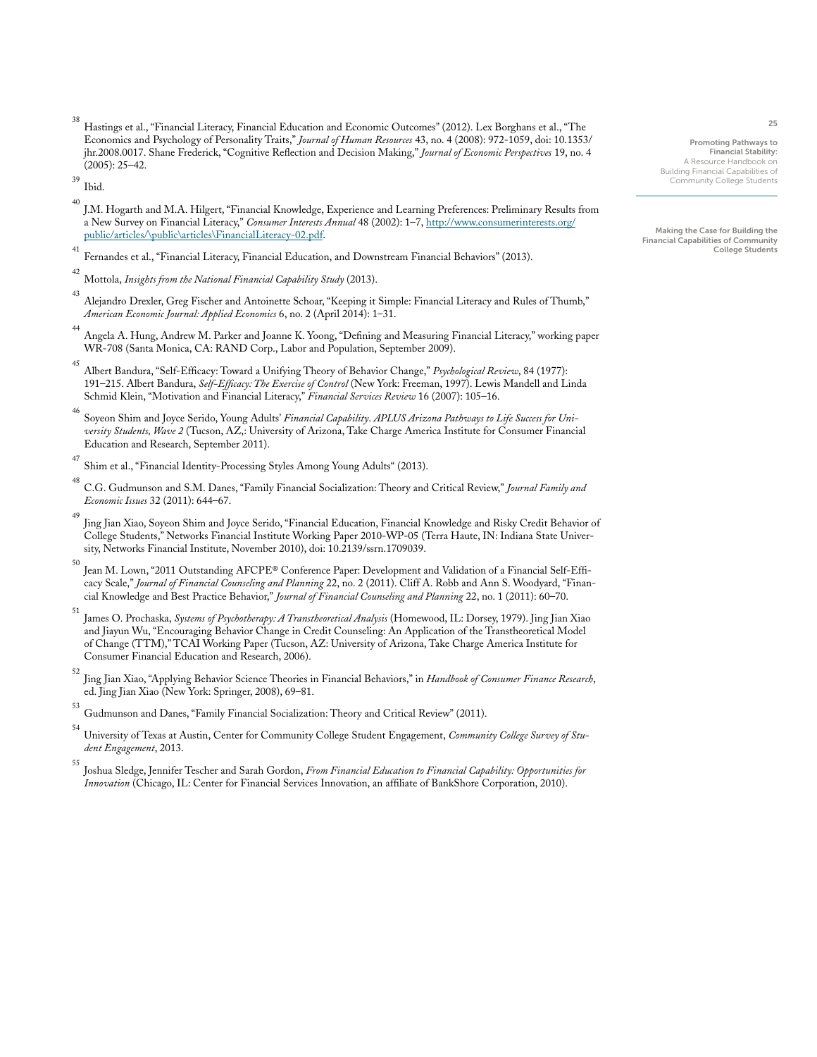[38] Hastings et al., "Financial Literacy, Financial Education and Economic Outcomes" (2012). Lex Borghans et al., "The Economics and Psychology of Personality Traits," *Journal of Human Resources* 43, no. 4 (2008): 972-1059, doi: 10.1353/jhr.2008.0017. Shane Frederick, "Cognitive Reflection and Decision Making," *Journal of Economic Perspectives* 19, no. 4 (2005): 25–42.

[39] Ibid.

[40] J.M. Hogarth and M.A. Hilgert, "Financial Knowledge, Experience and Learning Preferences: Preliminary Results from a New Survey on Financial Literacy," *Consumer Interests Annual* 48 (2002): 1–7, http://www.consumerinterests.org/public/articles/\public\articles\FinancialLiteracy-02.pdf.

[41] Fernandes et al., "Financial Literacy, Financial Education, and Downstream Financial Behaviors" (2013).

[42] Mottola, *Insights from the National Financial Capability Study* (2013).

[43] Alejandro Drexler, Greg Fischer and Antoinette Schoar, "Keeping it Simple: Financial Literacy and Rules of Thumb," *American Economic Journal: Applied Economics* 6, no. 2 (April 2014): 1–31.

[44] Angela A. Hung, Andrew M. Parker and Joanne K. Yoong, "Defining and Measuring Financial Literacy," working paper WR-708 (Santa Monica, CA: RAND Corp., Labor and Population, September 2009).

[45] Albert Bandura, "Self-Efficacy: Toward a Unifying Theory of Behavior Change," *Psychological Review*, 84 (1977): 191–215. Albert Bandura, *Self-Efficacy: The Exercise of Control* (New York: Freeman, 1997). Lewis Mandell and Linda Schmid Klein, "Motivation and Financial Literacy," *Financial Services Review* 16 (2007): 105–16.

[46] Soyeon Shim and Joyce Serido, Young Adults' *Financial Capability. APLUS Arizona Pathways to Life Success for University Students, Wave 2* (Tucson, AZ,: University of Arizona, Take Charge America Institute for Consumer Financial Education and Research, September 2011).

[47] Shim et al., "Financial Identity-Processing Styles Among Young Adults" (2013).

[48] C.G. Gudmunson and S.M. Danes, "Family Financial Socialization: Theory and Critical Review," *Journal Family and Economic Issues* 32 (2011): 644–67.

[49] Jing Jian Xiao, Soyeon Shim and Joyce Serido, "Financial Education, Financial Knowledge and Risky Credit Behavior of College Students," Networks Financial Institute Working Paper 2010-WP-05 (Terra Haute, IN: Indiana State University, Networks Financial Institute, November 2010), doi: 10.2139/ssrn.1709039.

[50] Jean M. Lown, "2011 Outstanding AFCPE® Conference Paper: Development and Validation of a Financial Self-Efficacy Scale," *Journal of Financial Counseling and Planning* 22, no. 2 (2011). Cliff A. Robb and Ann S. Woodyard, "Financial Knowledge and Best Practice Behavior," *Journal of Financial Counseling and Planning* 22, no. 1 (2011): 60–70.

[51] James O. Prochaska, *Systems of Psychotherapy: A Transtheoretical Analysis* (Homewood, IL: Dorsey, 1979). Jing Jian Xiao and Jiayun Wu, "Encouraging Behavior Change in Credit Counseling: An Application of the Transtheoretical Model of Change (TTM)," TCAI Working Paper (Tucson, AZ: University of Arizona, Take Charge America Institute for Consumer Financial Education and Research, 2006).

[52] Jing Jian Xiao, "Applying Behavior Science Theories in Financial Behaviors," in *Handbook of Consumer Finance Research*, ed. Jing Jian Xiao (New York: Springer, 2008), 69–81.

[53] Gudmunson and Danes, "Family Financial Socialization: Theory and Critical Review" (2011).

[54] University of Texas at Austin, Center for Community College Student Engagement, *Community College Survey of Student Engagement*, 2013.

[55] Joshua Sledge, Jennifer Tescher and Sarah Gordon, *From Financial Education to Financial Capability: Opportunities for Innovation* (Chicago, IL: Center for Financial Services Innovation, an affiliate of BankShore Corporation, 2010).